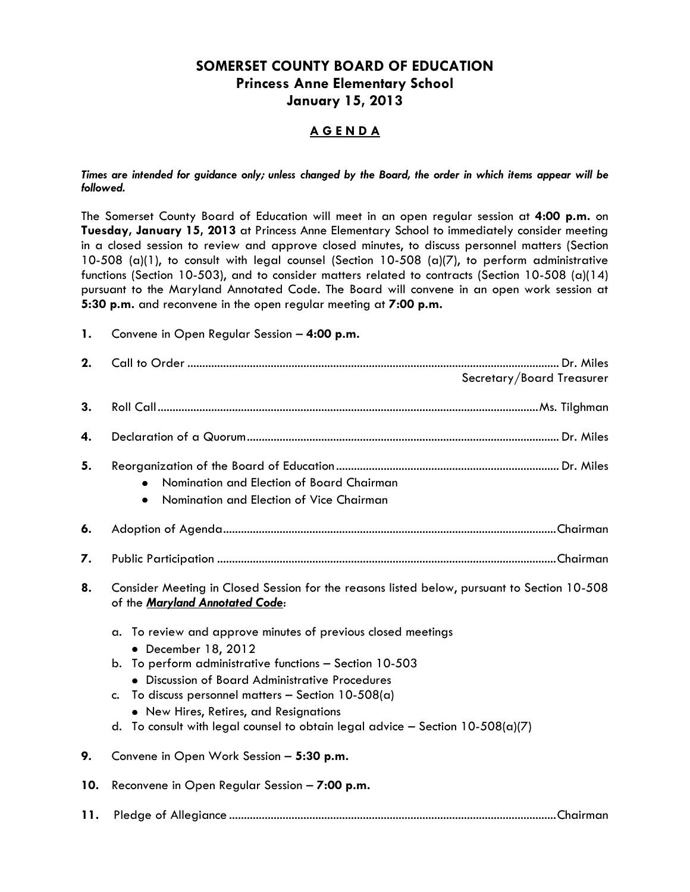# SOMERSET COUNTY BOARD OF EDUCATION
## Princess Anne Elementary School
## January 15, 2013

## A G E N D A

***Times are intended for guidance only; unless changed by the Board, the order in which items appear will be followed.***

The Somerset County Board of Education will meet in an open regular session at **4:00 p.m.** on **Tuesday, January 15, 2013** at Princess Anne Elementary School to immediately consider meeting in a closed session to review and approve closed minutes, to discuss personnel matters (Section 10-508 (a)(1), to consult with legal counsel (Section 10-508 (a)(7), to perform administrative functions (Section 10-503), and to consider matters related to contracts (Section 10-508 (a)(14) pursuant to the Maryland Annotated Code. The Board will convene in an open work session at **5:30 p.m.** and reconvene in the open regular meeting at **7:00 p.m.**

**1.** Convene in Open Regular Session – **4:00 p.m.**

**2.** Call to Order ........................................ Dr. Miles
Secretary/Board Treasurer

**3.** Roll Call ........................................ Ms. Tilghman

**4.** Declaration of a Quorum ........................................ Dr. Miles

**5.** Reorganization of the Board of Education ........................................ Dr. Miles
- Nomination and Election of Board Chairman
- Nomination and Election of Vice Chairman

**6.** Adoption of Agenda ........................................ Chairman

**7.** Public Participation ........................................ Chairman

**8.** Consider Meeting in Closed Session for the reasons listed below, pursuant to Section 10-508 of the ***Maryland Annotated Code***:

a. To review and approve minutes of previous closed meetings
   - December 18, 2012

b. To perform administrative functions – Section 10-503
   - Discussion of Board Administrative Procedures

c. To discuss personnel matters – Section 10-508(a)
   - New Hires, Retires, and Resignations

d. To consult with legal counsel to obtain legal advice – Section 10-508(a)(7)

**9.** Convene in Open Work Session – **5:30 p.m.**

**10.** Reconvene in Open Regular Session – **7:00 p.m.**

**11.** Pledge of Allegiance ........................................ Chairman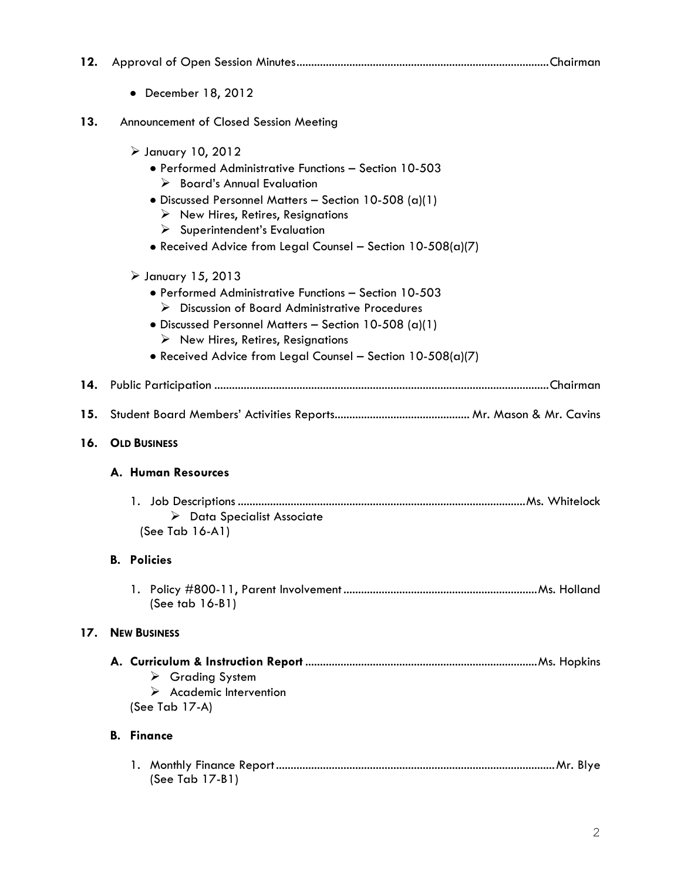**12.** Approval of Open Session Minutes.....................................................................................Chairman

- December 18, 2012

**13.** Announcement of Closed Session Meeting

- January 10, 2012
  - Performed Administrative Functions – Section 10-503
    - Board's Annual Evaluation
  - Discussed Personnel Matters – Section 10-508 (a)(1)
    - New Hires, Retires, Resignations
    - Superintendent's Evaluation
  - Received Advice from Legal Counsel – Section 10-508(a)(7)

- January 15, 2013
  - Performed Administrative Functions – Section 10-503
    - Discussion of Board Administrative Procedures
  - Discussed Personnel Matters – Section 10-508 (a)(1)
    - New Hires, Retires, Resignations
  - Received Advice from Legal Counsel – Section 10-508(a)(7)

**14.** Public Participation ................................................................................................................Chairman

**15.** Student Board Members' Activities Reports............................................. Mr. Mason & Mr. Cavins

**16. OLD BUSINESS**

**A. Human Resources**

1. Job Descriptions ..................................................................................................Ms. Whitelock
   - Data Specialist Associate

   (See Tab 16-A1)

**B. Policies**

1. Policy #800-11, Parent Involvement ..................................................................Ms. Holland
   (See tab 16-B1)

**17. NEW BUSINESS**

**A. Curriculum & Instruction Report** ...............................................................................Ms. Hopkins
- Grading System
- Academic Intervention

(See Tab 17-A)

**B. Finance**

1. Monthly Finance Report .............................................................................................Mr. Blye
   (See Tab 17-B1)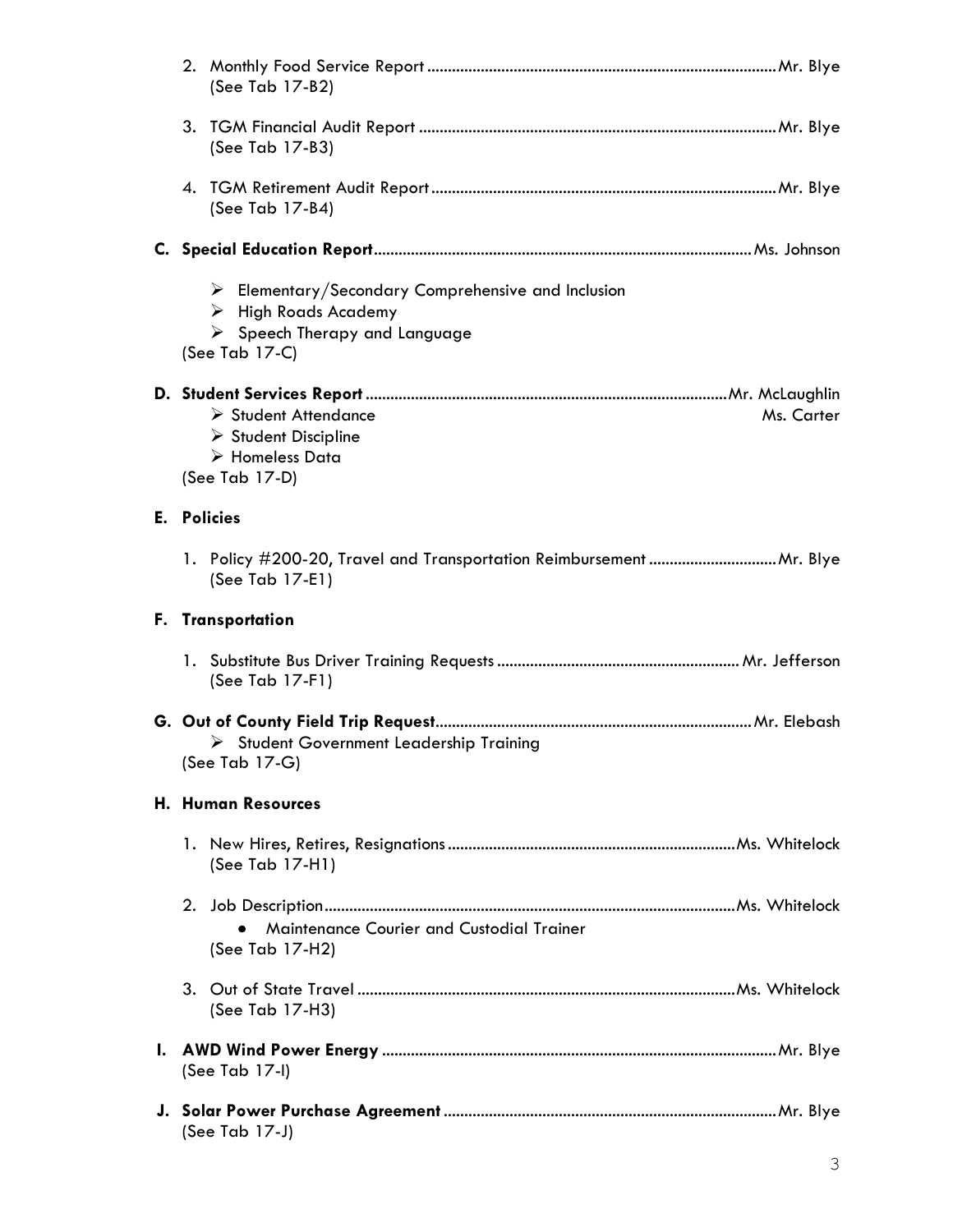2. Monthly Food Service Report .................................................................................... Mr. Blye
   (See Tab 17-B2)

3. TGM Financial Audit Report ..................................................................................... Mr. Blye
   (See Tab 17-B3)

4. TGM Retirement Audit Report .................................................................................. Mr. Blye
   (See Tab 17-B4)

**C. Special Education Report** ........................................................................................... Ms. Johnson

- ➢ Elementary/Secondary Comprehensive and Inclusion
- ➢ High Roads Academy
- ➢ Speech Therapy and Language

(See Tab 17-C)

**D. Student Services Report** ....................................................................................... Mr. McLaughlin
Ms. Carter

- ➢ Student Attendance
- ➢ Student Discipline
- ➢ Homeless Data

(See Tab 17-D)

**E. Policies**

1. Policy #200-20, Travel and Transportation Reimbursement .............................. Mr. Blye
   (See Tab 17-E1)

**F. Transportation**

1. Substitute Bus Driver Training Requests .......................................................... Mr. Jefferson
   (See Tab 17-F1)

**G. Out of County Field Trip Request** ............................................................................ Mr. Elebash

- ➢ Student Government Leadership Training

(See Tab 17-G)

**H. Human Resources**

1. New Hires, Retires, Resignations .................................................................... Ms. Whitelock
   (See Tab 17-H1)

2. Job Description ............................................................................................... Ms. Whitelock
   - Maintenance Courier and Custodial Trainer

   (See Tab 17-H2)

3. Out of State Travel .......................................................................................... Ms. Whitelock
   (See Tab 17-H3)

**I. AWD Wind Power Energy** .............................................................................................. Mr. Blye
(See Tab 17-I)

**J. Solar Power Purchase Agreement** ................................................................................ Mr. Blye
(See Tab 17-J)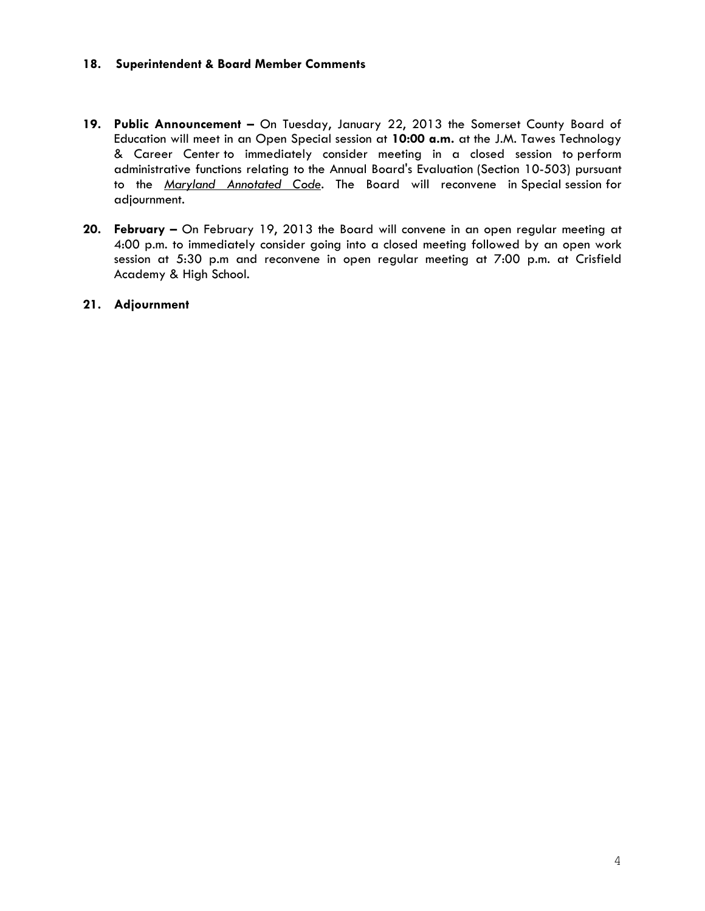18. **Superintendent & Board Member Comments**

19. **Public Announcement –** On Tuesday, January 22, 2013 the Somerset County Board of Education will meet in an Open Special session at **10:00 a.m.** at the J.M. Tawes Technology & Career Center to immediately consider meeting in a closed session to perform administrative functions relating to the Annual Board's Evaluation (Section 10-503) pursuant to the *Maryland Annotated Code*. The Board will reconvene in Special session for adjournment.

20. **February –** On February 19, 2013 the Board will convene in an open regular meeting at 4:00 p.m. to immediately consider going into a closed meeting followed by an open work session at 5:30 p.m and reconvene in open regular meeting at 7:00 p.m. at Crisfield Academy & High School.

21. **Adjournment**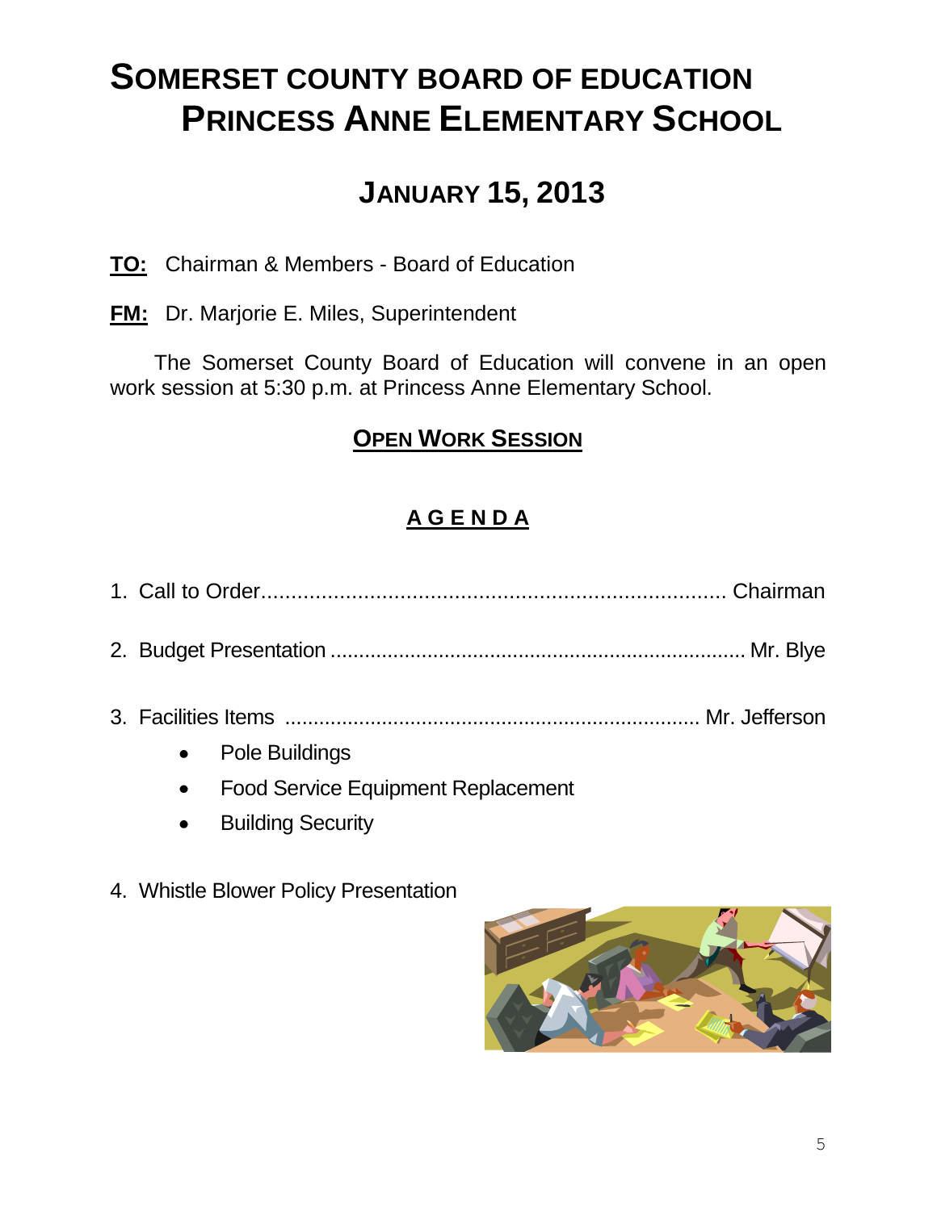# SOMERSET COUNTY BOARD OF EDUCATION
# PRINCESS ANNE ELEMENTARY SCHOOL

## JANUARY 15, 2013

**TO:** Chairman & Members - Board of Education

**FM:** Dr. Marjorie E. Miles, Superintendent

The Somerset County Board of Education will convene in an open work session at 5:30 p.m. at Princess Anne Elementary School.

## OPEN WORK SESSION

## A G E N D A

1. Call to Order.............................................................................. Chairman

2. Budget Presentation ........................................................................ Mr. Blye

3. Facilities Items ........................................................................ Mr. Jefferson
   - Pole Buildings
   - Food Service Equipment Replacement
   - Building Security

4. Whistle Blower Policy Presentation